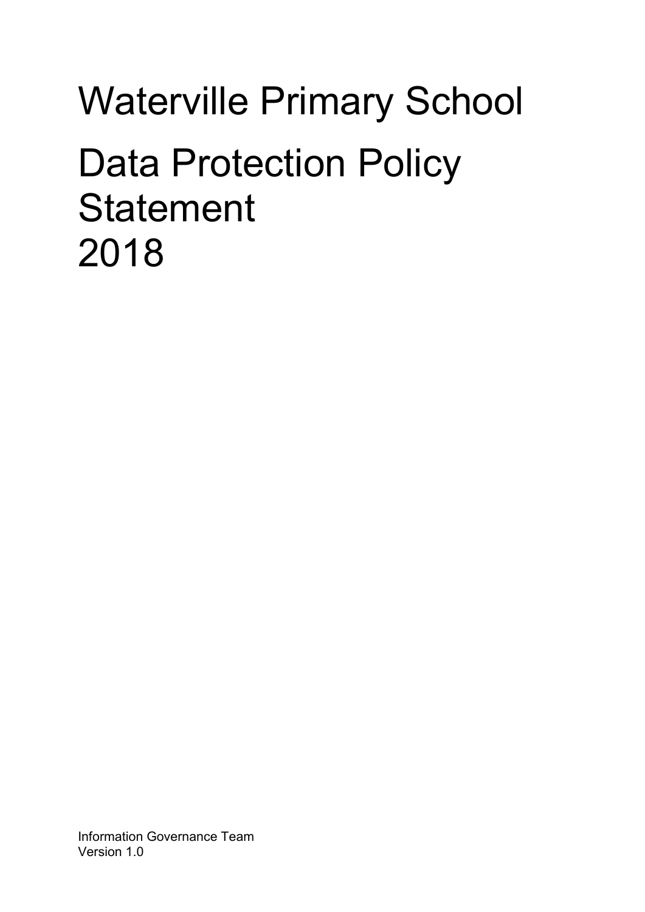# Waterville Primary School

# Data Protection Policy Statement 2018

Information Governance Team
Version 1.0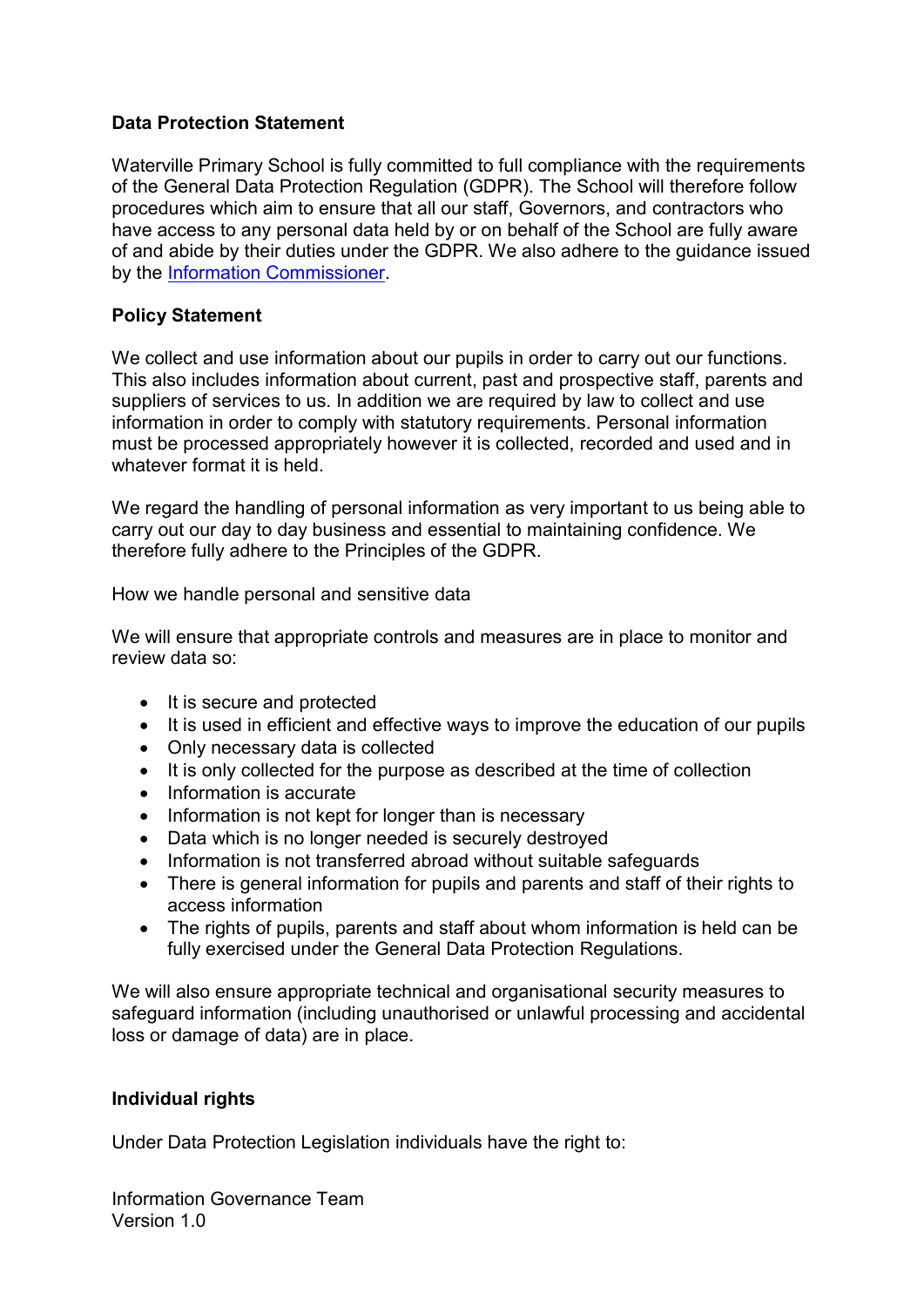**Data Protection Statement**

Waterville Primary School is fully committed to full compliance with the requirements of the General Data Protection Regulation (GDPR). The School will therefore follow procedures which aim to ensure that all our staff, Governors, and contractors who have access to any personal data held by or on behalf of the School are fully aware of and abide by their duties under the GDPR. We also adhere to the guidance issued by the Information Commissioner.

**Policy Statement**

We collect and use information about our pupils in order to carry out our functions. This also includes information about current, past and prospective staff, parents and suppliers of services to us. In addition we are required by law to collect and use information in order to comply with statutory requirements. Personal information must be processed appropriately however it is collected, recorded and used and in whatever format it is held.

We regard the handling of personal information as very important to us being able to carry out our day to day business and essential to maintaining confidence. We therefore fully adhere to the Principles of the GDPR.

How we handle personal and sensitive data

We will ensure that appropriate controls and measures are in place to monitor and review data so:

- It is secure and protected
- It is used in efficient and effective ways to improve the education of our pupils
- Only necessary data is collected
- It is only collected for the purpose as described at the time of collection
- Information is accurate
- Information is not kept for longer than is necessary
- Data which is no longer needed is securely destroyed
- Information is not transferred abroad without suitable safeguards
- There is general information for pupils and parents and staff of their rights to access information
- The rights of pupils, parents and staff about whom information is held can be fully exercised under the General Data Protection Regulations.

We will also ensure appropriate technical and organisational security measures to safeguard information (including unauthorised or unlawful processing and accidental loss or damage of data) are in place.

**Individual rights**

Under Data Protection Legislation individuals have the right to: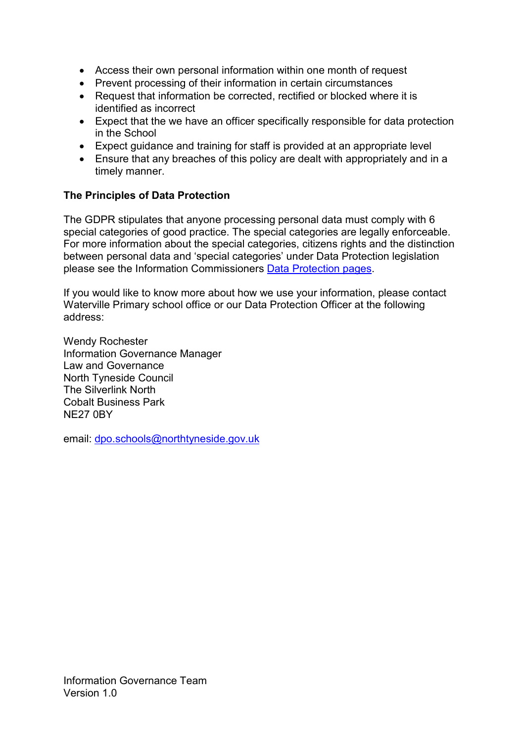- Access their own personal information within one month of request
- Prevent processing of their information in certain circumstances
- Request that information be corrected, rectified or blocked where it is identified as incorrect
- Expect that the we have an officer specifically responsible for data protection in the School
- Expect guidance and training for staff is provided at an appropriate level
- Ensure that any breaches of this policy are dealt with appropriately and in a timely manner.

**The Principles of Data Protection**

The GDPR stipulates that anyone processing personal data must comply with 6 special categories of good practice. The special categories are legally enforceable. For more information about the special categories, citizens rights and the distinction between personal data and 'special categories' under Data Protection legislation please see the Information Commissioners Data Protection pages.

If you would like to know more about how we use your information, please contact Waterville Primary school office or our Data Protection Officer at the following address:

Wendy Rochester
Information Governance Manager
Law and Governance
North Tyneside Council
The Silverlink North
Cobalt Business Park
NE27 0BY

email: dpo.schools@northtyneside.gov.uk

Information Governance Team
Version 1.0